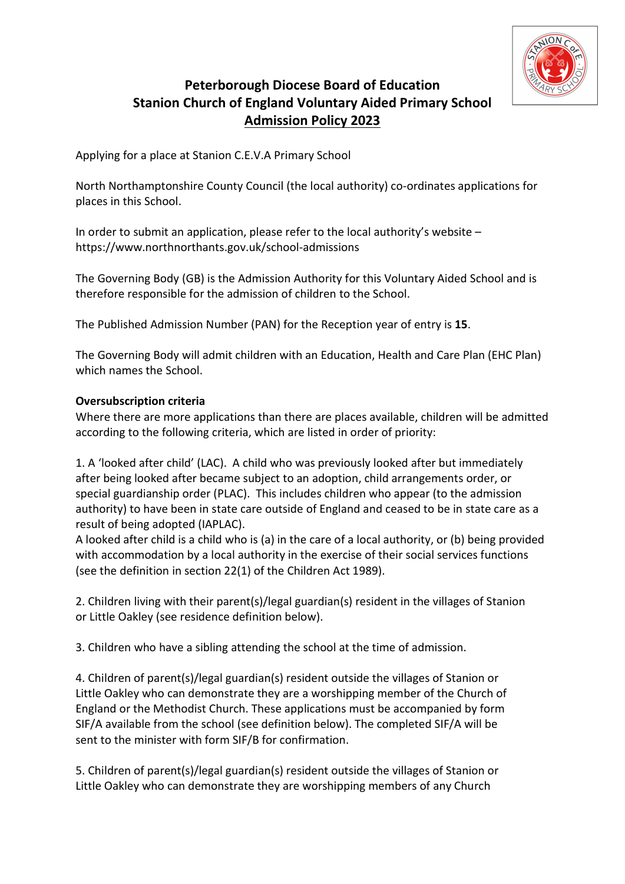# Peterborough Diocese Board of Education
# Stanion Church of England Voluntary Aided Primary School
## Admission Policy 2023

Applying for a place at Stanion C.E.V.A Primary School

North Northamptonshire County Council (the local authority) co-ordinates applications for places in this School.

In order to submit an application, please refer to the local authority's website – https://www.northnorthants.gov.uk/school-admissions

The Governing Body (GB) is the Admission Authority for this Voluntary Aided School and is therefore responsible for the admission of children to the School.

The Published Admission Number (PAN) for the Reception year of entry is **15**.

The Governing Body will admit children with an Education, Health and Care Plan (EHC Plan) which names the School.

**Oversubscription criteria**

Where there are more applications than there are places available, children will be admitted according to the following criteria, which are listed in order of priority:

1. A 'looked after child' (LAC). A child who was previously looked after but immediately after being looked after became subject to an adoption, child arrangements order, or special guardianship order (PLAC). This includes children who appear (to the admission authority) to have been in state care outside of England and ceased to be in state care as a result of being adopted (IAPLAC).
A looked after child is a child who is (a) in the care of a local authority, or (b) being provided with accommodation by a local authority in the exercise of their social services functions (see the definition in section 22(1) of the Children Act 1989).

2. Children living with their parent(s)/legal guardian(s) resident in the villages of Stanion or Little Oakley (see residence definition below).

3. Children who have a sibling attending the school at the time of admission.

4. Children of parent(s)/legal guardian(s) resident outside the villages of Stanion or Little Oakley who can demonstrate they are a worshipping member of the Church of England or the Methodist Church. These applications must be accompanied by form SIF/A available from the school (see definition below). The completed SIF/A will be sent to the minister with form SIF/B for confirmation.

5. Children of parent(s)/legal guardian(s) resident outside the villages of Stanion or Little Oakley who can demonstrate they are worshipping members of any Church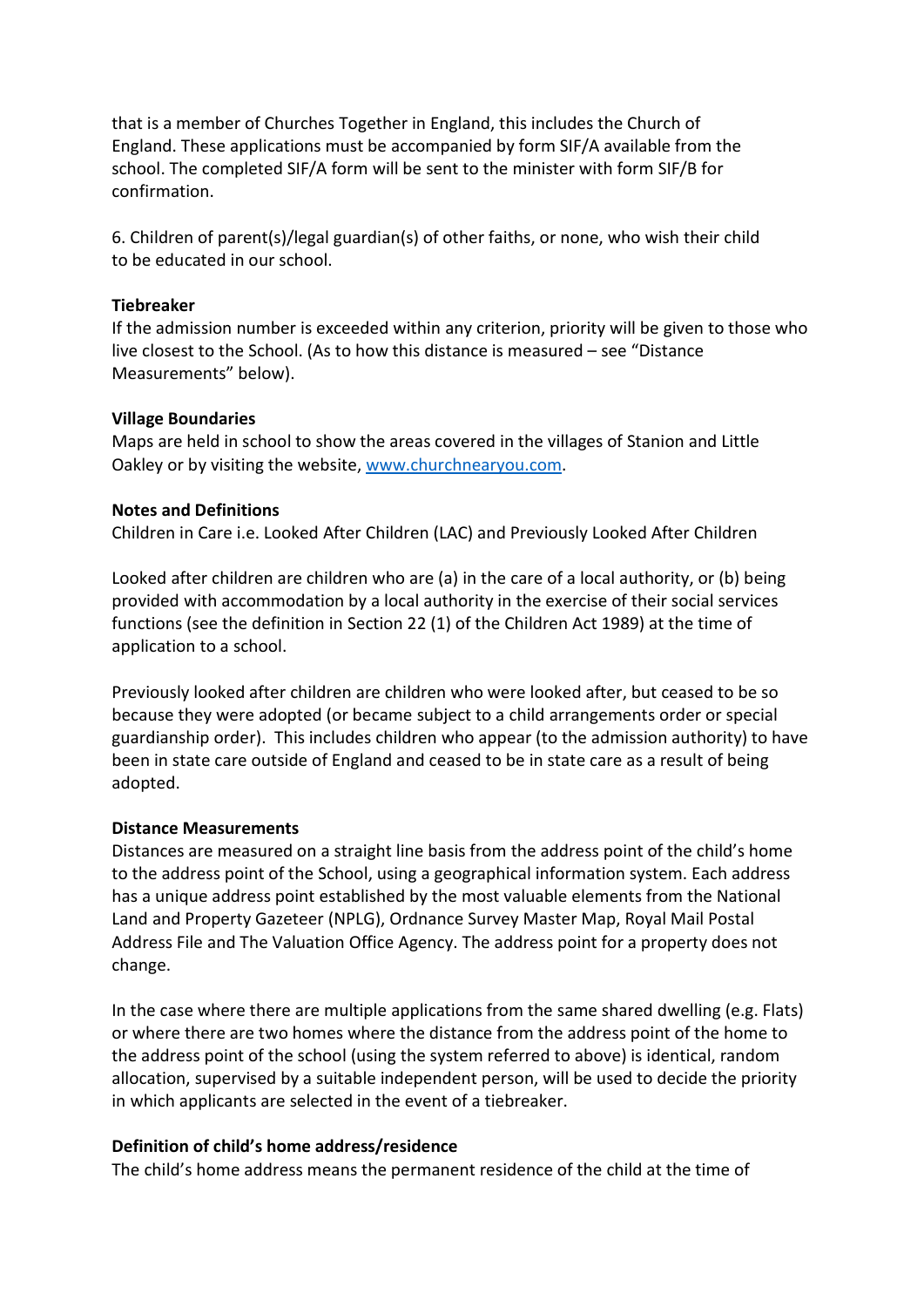that is a member of Churches Together in England, this includes the Church of England. These applications must be accompanied by form SIF/A available from the school. The completed SIF/A form will be sent to the minister with form SIF/B for confirmation.

6. Children of parent(s)/legal guardian(s) of other faiths, or none, who wish their child to be educated in our school.

**Tiebreaker**
If the admission number is exceeded within any criterion, priority will be given to those who live closest to the School. (As to how this distance is measured – see "Distance Measurements" below).

**Village Boundaries**
Maps are held in school to show the areas covered in the villages of Stanion and Little Oakley or by visiting the website, www.churchnearyou.com.

**Notes and Definitions**
Children in Care i.e. Looked After Children (LAC) and Previously Looked After Children

Looked after children are children who are (a) in the care of a local authority, or (b) being provided with accommodation by a local authority in the exercise of their social services functions (see the definition in Section 22 (1) of the Children Act 1989) at the time of application to a school.

Previously looked after children are children who were looked after, but ceased to be so because they were adopted (or became subject to a child arrangements order or special guardianship order). This includes children who appear (to the admission authority) to have been in state care outside of England and ceased to be in state care as a result of being adopted.

**Distance Measurements**
Distances are measured on a straight line basis from the address point of the child's home to the address point of the School, using a geographical information system. Each address has a unique address point established by the most valuable elements from the National Land and Property Gazeteer (NPLG), Ordnance Survey Master Map, Royal Mail Postal Address File and The Valuation Office Agency. The address point for a property does not change.

In the case where there are multiple applications from the same shared dwelling (e.g. Flats) or where there are two homes where the distance from the address point of the home to the address point of the school (using the system referred to above) is identical, random allocation, supervised by a suitable independent person, will be used to decide the priority in which applicants are selected in the event of a tiebreaker.

**Definition of child's home address/residence**
The child's home address means the permanent residence of the child at the time of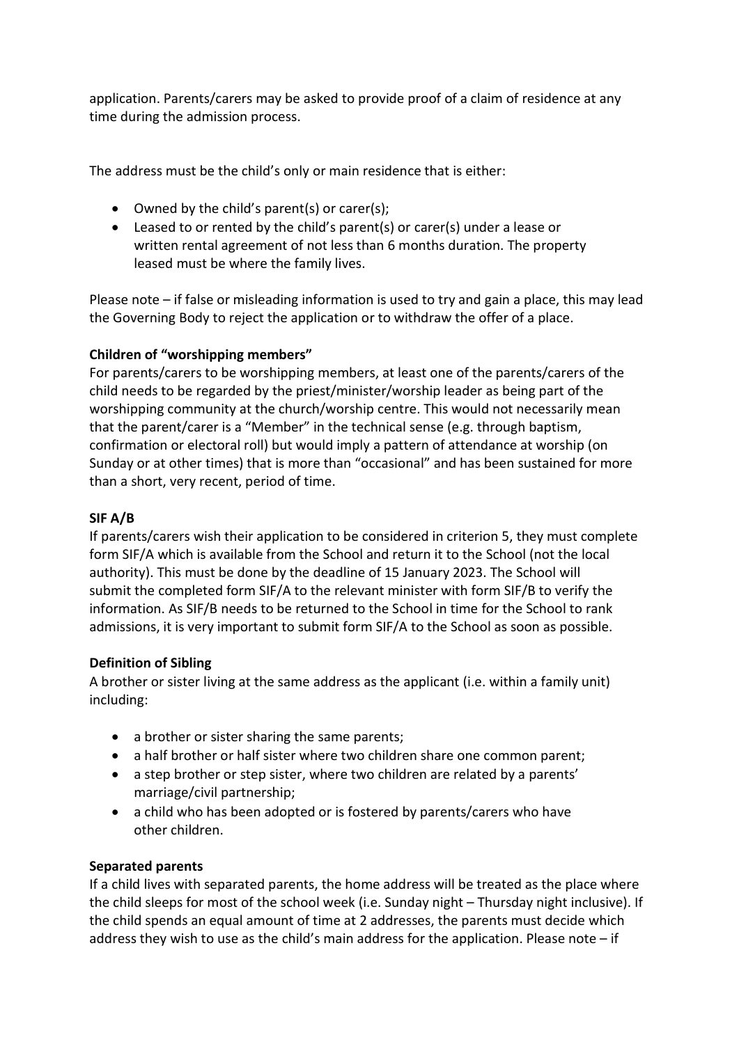application. Parents/carers may be asked to provide proof of a claim of residence at any time during the admission process.

The address must be the child's only or main residence that is either:

- Owned by the child's parent(s) or carer(s);
- Leased to or rented by the child's parent(s) or carer(s) under a lease or written rental agreement of not less than 6 months duration. The property leased must be where the family lives.

Please note – if false or misleading information is used to try and gain a place, this may lead the Governing Body to reject the application or to withdraw the offer of a place.

**Children of "worshipping members"**

For parents/carers to be worshipping members, at least one of the parents/carers of the child needs to be regarded by the priest/minister/worship leader as being part of the worshipping community at the church/worship centre. This would not necessarily mean that the parent/carer is a "Member" in the technical sense (e.g. through baptism, confirmation or electoral roll) but would imply a pattern of attendance at worship (on Sunday or at other times) that is more than "occasional" and has been sustained for more than a short, very recent, period of time.

**SIF A/B**

If parents/carers wish their application to be considered in criterion 5, they must complete form SIF/A which is available from the School and return it to the School (not the local authority). This must be done by the deadline of 15 January 2023. The School will submit the completed form SIF/A to the relevant minister with form SIF/B to verify the information. As SIF/B needs to be returned to the School in time for the School to rank admissions, it is very important to submit form SIF/A to the School as soon as possible.

**Definition of Sibling**

A brother or sister living at the same address as the applicant (i.e. within a family unit) including:

- a brother or sister sharing the same parents;
- a half brother or half sister where two children share one common parent;
- a step brother or step sister, where two children are related by a parents' marriage/civil partnership;
- a child who has been adopted or is fostered by parents/carers who have other children.

**Separated parents**

If a child lives with separated parents, the home address will be treated as the place where the child sleeps for most of the school week (i.e. Sunday night – Thursday night inclusive). If the child spends an equal amount of time at 2 addresses, the parents must decide which address they wish to use as the child's main address for the application. Please note – if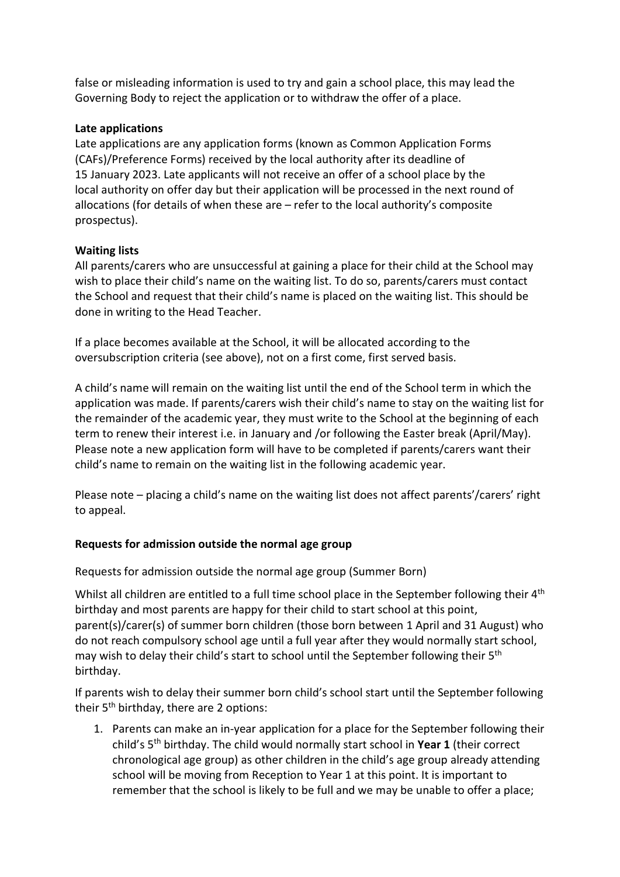false or misleading information is used to try and gain a school place, this may lead the Governing Body to reject the application or to withdraw the offer of a place.

**Late applications**

Late applications are any application forms (known as Common Application Forms (CAFs)/Preference Forms) received by the local authority after its deadline of 15 January 2023. Late applicants will not receive an offer of a school place by the local authority on offer day but their application will be processed in the next round of allocations (for details of when these are – refer to the local authority's composite prospectus).

**Waiting lists**

All parents/carers who are unsuccessful at gaining a place for their child at the School may wish to place their child's name on the waiting list. To do so, parents/carers must contact the School and request that their child's name is placed on the waiting list. This should be done in writing to the Head Teacher.

If a place becomes available at the School, it will be allocated according to the oversubscription criteria (see above), not on a first come, first served basis.

A child's name will remain on the waiting list until the end of the School term in which the application was made. If parents/carers wish their child's name to stay on the waiting list for the remainder of the academic year, they must write to the School at the beginning of each term to renew their interest i.e. in January and /or following the Easter break (April/May). Please note a new application form will have to be completed if parents/carers want their child's name to remain on the waiting list in the following academic year.

Please note – placing a child's name on the waiting list does not affect parents'/carers' right to appeal.

**Requests for admission outside the normal age group**

Requests for admission outside the normal age group (Summer Born)

Whilst all children are entitled to a full time school place in the September following their 4th birthday and most parents are happy for their child to start school at this point, parent(s)/carer(s) of summer born children (those born between 1 April and 31 August) who do not reach compulsory school age until a full year after they would normally start school, may wish to delay their child's start to school until the September following their 5th birthday.

If parents wish to delay their summer born child's school start until the September following their 5th birthday, there are 2 options:

1. Parents can make an in-year application for a place for the September following their child's 5th birthday. The child would normally start school in **Year 1** (their correct chronological age group) as other children in the child's age group already attending school will be moving from Reception to Year 1 at this point. It is important to remember that the school is likely to be full and we may be unable to offer a place;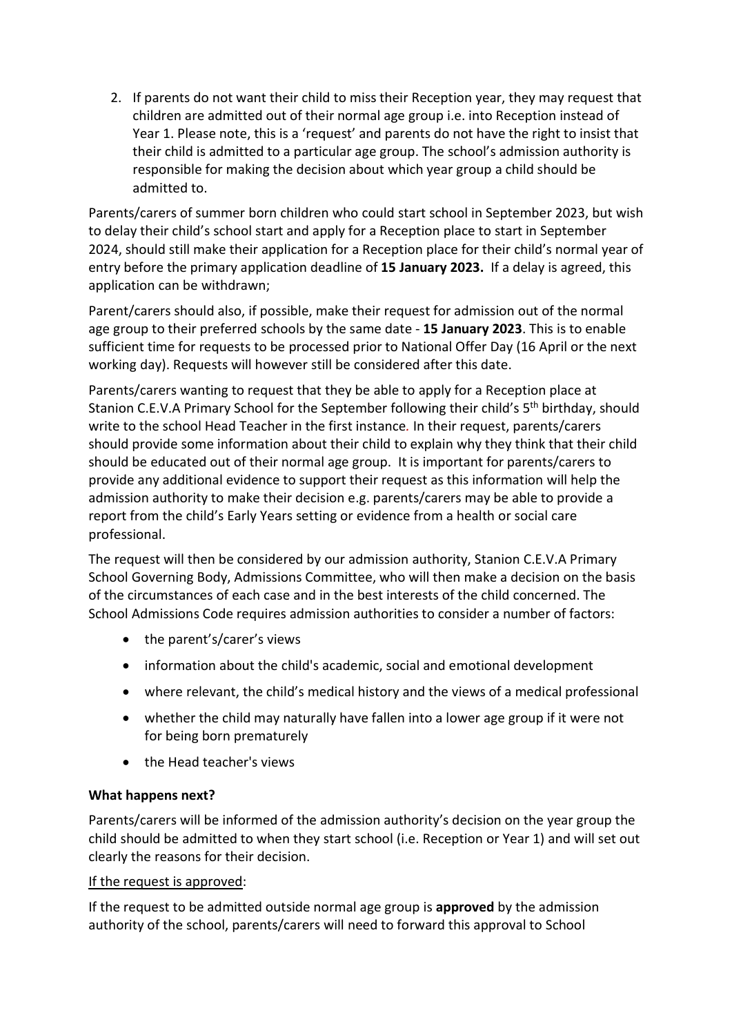2. If parents do not want their child to miss their Reception year, they may request that children are admitted out of their normal age group i.e. into Reception instead of Year 1. Please note, this is a 'request' and parents do not have the right to insist that their child is admitted to a particular age group. The school's admission authority is responsible for making the decision about which year group a child should be admitted to.

Parents/carers of summer born children who could start school in September 2023, but wish to delay their child's school start and apply for a Reception place to start in September 2024, should still make their application for a Reception place for their child's normal year of entry before the primary application deadline of **15 January 2023.** If a delay is agreed, this application can be withdrawn;

Parent/carers should also, if possible, make their request for admission out of the normal age group to their preferred schools by the same date - **15 January 2023**. This is to enable sufficient time for requests to be processed prior to National Offer Day (16 April or the next working day). Requests will however still be considered after this date.

Parents/carers wanting to request that they be able to apply for a Reception place at Stanion C.E.V.A Primary School for the September following their child's 5th birthday, should write to the school Head Teacher in the first instance. In their request, parents/carers should provide some information about their child to explain why they think that their child should be educated out of their normal age group. It is important for parents/carers to provide any additional evidence to support their request as this information will help the admission authority to make their decision e.g. parents/carers may be able to provide a report from the child's Early Years setting or evidence from a health or social care professional.

The request will then be considered by our admission authority, Stanion C.E.V.A Primary School Governing Body, Admissions Committee, who will then make a decision on the basis of the circumstances of each case and in the best interests of the child concerned. The School Admissions Code requires admission authorities to consider a number of factors:

- the parent's/carer's views
- information about the child's academic, social and emotional development
- where relevant, the child's medical history and the views of a medical professional
- whether the child may naturally have fallen into a lower age group if it were not for being born prematurely
- the Head teacher's views

**What happens next?**

Parents/carers will be informed of the admission authority's decision on the year group the child should be admitted to when they start school (i.e. Reception or Year 1) and will set out clearly the reasons for their decision.

<u>If the request is approved</u>:

If the request to be admitted outside normal age group is **approved** by the admission authority of the school, parents/carers will need to forward this approval to School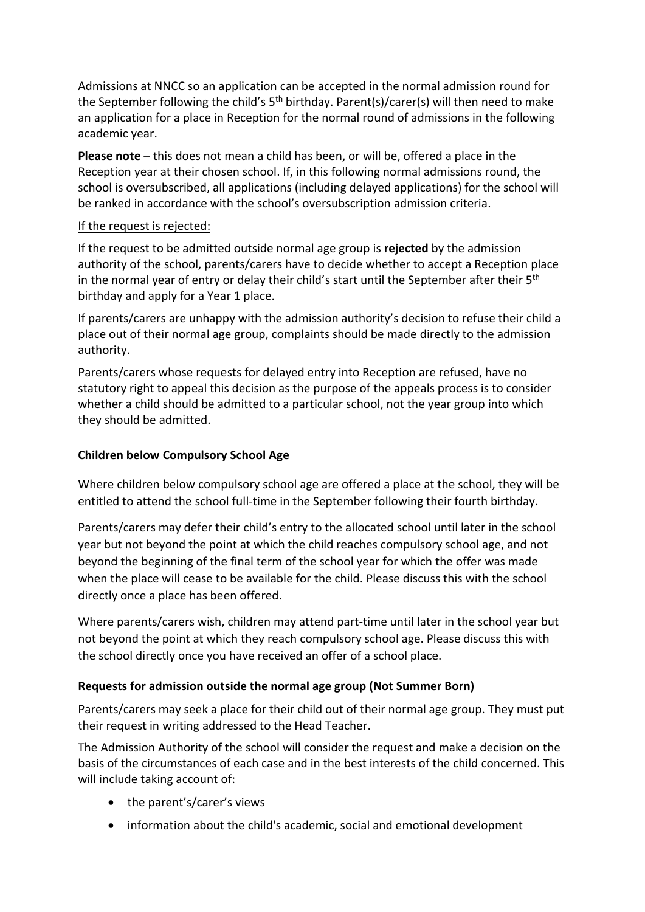Admissions at NNCC so an application can be accepted in the normal admission round for the September following the child's 5th birthday. Parent(s)/carer(s) will then need to make an application for a place in Reception for the normal round of admissions in the following academic year.

**Please note** – this does not mean a child has been, or will be, offered a place in the Reception year at their chosen school. If, in this following normal admissions round, the school is oversubscribed, all applications (including delayed applications) for the school will be ranked in accordance with the school's oversubscription admission criteria.

<u>If the request is rejected:</u>

If the request to be admitted outside normal age group is **rejected** by the admission authority of the school, parents/carers have to decide whether to accept a Reception place in the normal year of entry or delay their child's start until the September after their 5th birthday and apply for a Year 1 place.

If parents/carers are unhappy with the admission authority's decision to refuse their child a place out of their normal age group, complaints should be made directly to the admission authority.

Parents/carers whose requests for delayed entry into Reception are refused, have no statutory right to appeal this decision as the purpose of the appeals process is to consider whether a child should be admitted to a particular school, not the year group into which they should be admitted.

**Children below Compulsory School Age**

Where children below compulsory school age are offered a place at the school, they will be entitled to attend the school full-time in the September following their fourth birthday.

Parents/carers may defer their child's entry to the allocated school until later in the school year but not beyond the point at which the child reaches compulsory school age, and not beyond the beginning of the final term of the school year for which the offer was made when the place will cease to be available for the child. Please discuss this with the school directly once a place has been offered.

Where parents/carers wish, children may attend part-time until later in the school year but not beyond the point at which they reach compulsory school age. Please discuss this with the school directly once you have received an offer of a school place.

**Requests for admission outside the normal age group (Not Summer Born)**

Parents/carers may seek a place for their child out of their normal age group. They must put their request in writing addressed to the Head Teacher.

The Admission Authority of the school will consider the request and make a decision on the basis of the circumstances of each case and in the best interests of the child concerned. This will include taking account of:

- the parent's/carer's views
- information about the child's academic, social and emotional development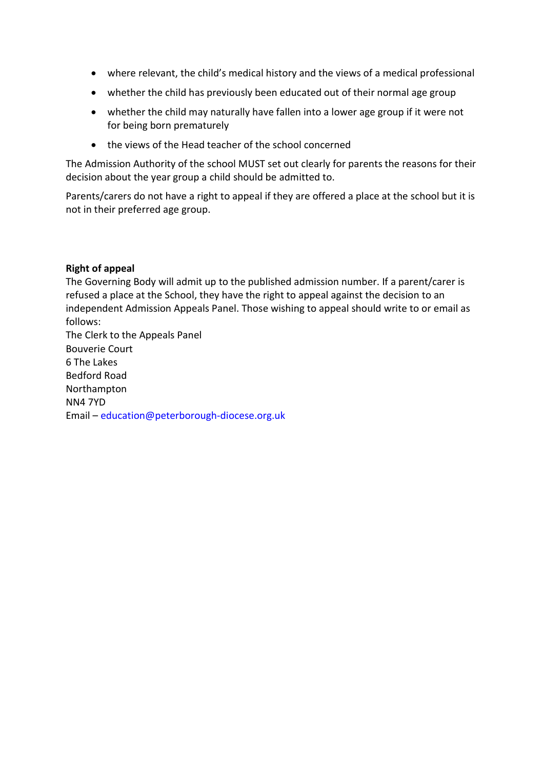- where relevant, the child's medical history and the views of a medical professional
- whether the child has previously been educated out of their normal age group
- whether the child may naturally have fallen into a lower age group if it were not for being born prematurely
- the views of the Head teacher of the school concerned

The Admission Authority of the school MUST set out clearly for parents the reasons for their decision about the year group a child should be admitted to.

Parents/carers do not have a right to appeal if they are offered a place at the school but it is not in their preferred age group.

**Right of appeal**

The Governing Body will admit up to the published admission number. If a parent/carer is refused a place at the School, they have the right to appeal against the decision to an independent Admission Appeals Panel. Those wishing to appeal should write to or email as follows:

The Clerk to the Appeals Panel
Bouverie Court
6 The Lakes
Bedford Road
Northampton
NN4 7YD
Email – education@peterborough-diocese.org.uk